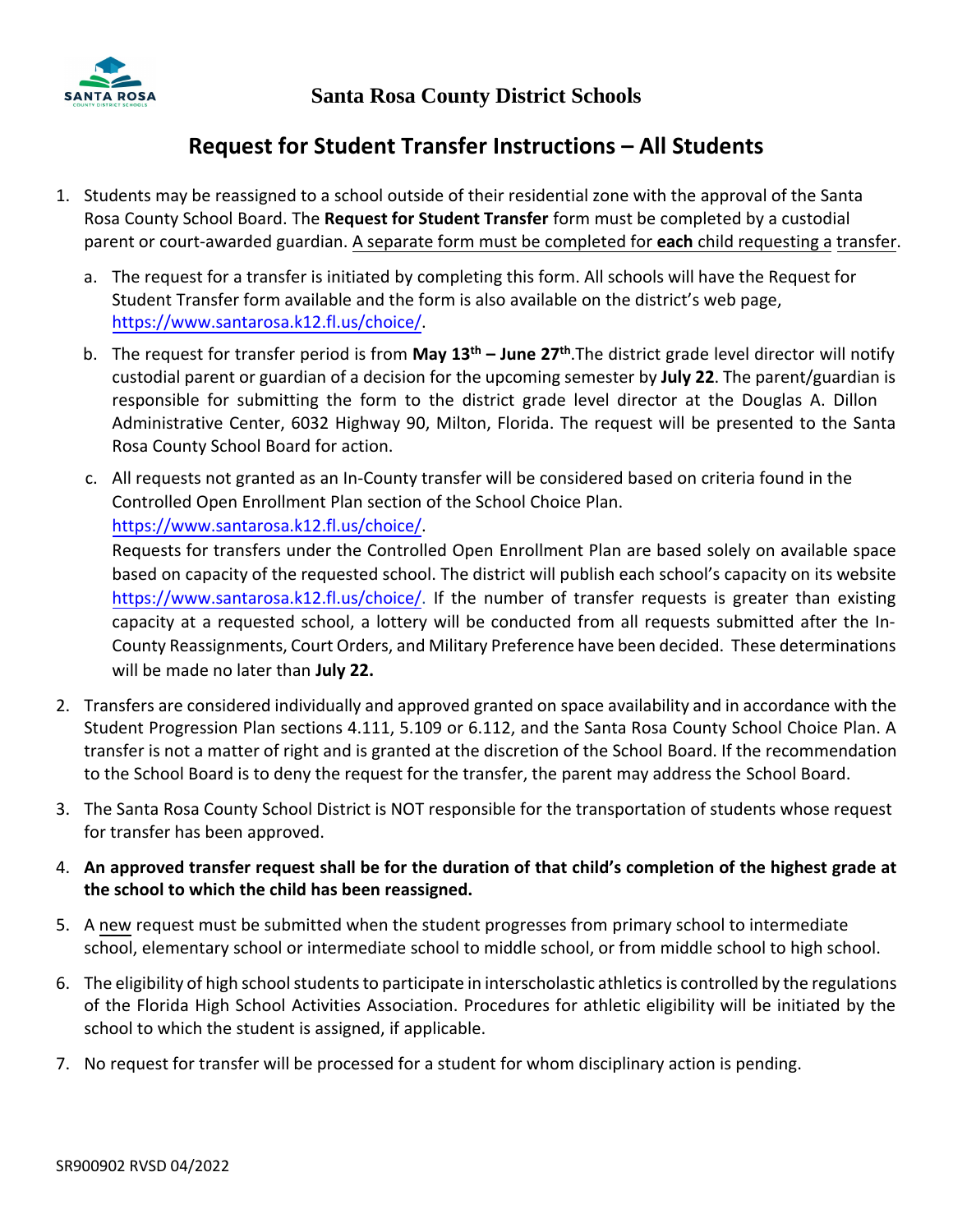# Santa Rosa County District Schools

## Request for Student Transfer Instructions – All Students

1. Students may be reassigned to a school outside of their residential zone with the approval of the Santa Rosa County School Board. The **Request for Student Transfer** form must be completed by a custodial parent or court-awarded guardian. A separate form must be completed for **each** child requesting a transfer.

   a. The request for a transfer is initiated by completing this form. All schools will have the Request for Student Transfer form available and the form is also available on the district's web page, https://www.santarosa.k12.fl.us/choice/.

   b. The request for transfer period is from **May 13th – June 27th**.The district grade level director will notify custodial parent or guardian of a decision for the upcoming semester by **July 22**. The parent/guardian is responsible for submitting the form to the district grade level director at the Douglas A. Dillon Administrative Center, 6032 Highway 90, Milton, Florida. The request will be presented to the Santa Rosa County School Board for action.

   c. All requests not granted as an In-County transfer will be considered based on criteria found in the Controlled Open Enrollment Plan section of the School Choice Plan. https://www.santarosa.k12.fl.us/choice/.
   Requests for transfers under the Controlled Open Enrollment Plan are based solely on available space based on capacity of the requested school. The district will publish each school's capacity on its website https://www.santarosa.k12.fl.us/choice/. If the number of transfer requests is greater than existing capacity at a requested school, a lottery will be conducted from all requests submitted after the In-County Reassignments, Court Orders, and Military Preference have been decided. These determinations will be made no later than **July 22.**

2. Transfers are considered individually and approved granted on space availability and in accordance with the Student Progression Plan sections 4.111, 5.109 or 6.112, and the Santa Rosa County School Choice Plan. A transfer is not a matter of right and is granted at the discretion of the School Board. If the recommendation to the School Board is to deny the request for the transfer, the parent may address the School Board.

3. The Santa Rosa County School District is NOT responsible for the transportation of students whose request for transfer has been approved.

4. **An approved transfer request shall be for the duration of that child's completion of the highest grade at the school to which the child has been reassigned.**

5. A new request must be submitted when the student progresses from primary school to intermediate school, elementary school or intermediate school to middle school, or from middle school to high school.

6. The eligibility of high school students to participate in interscholastic athletics is controlled by the regulations of the Florida High School Activities Association. Procedures for athletic eligibility will be initiated by the school to which the student is assigned, if applicable.

7. No request for transfer will be processed for a student for whom disciplinary action is pending.

SR900902 RVSD 04/2022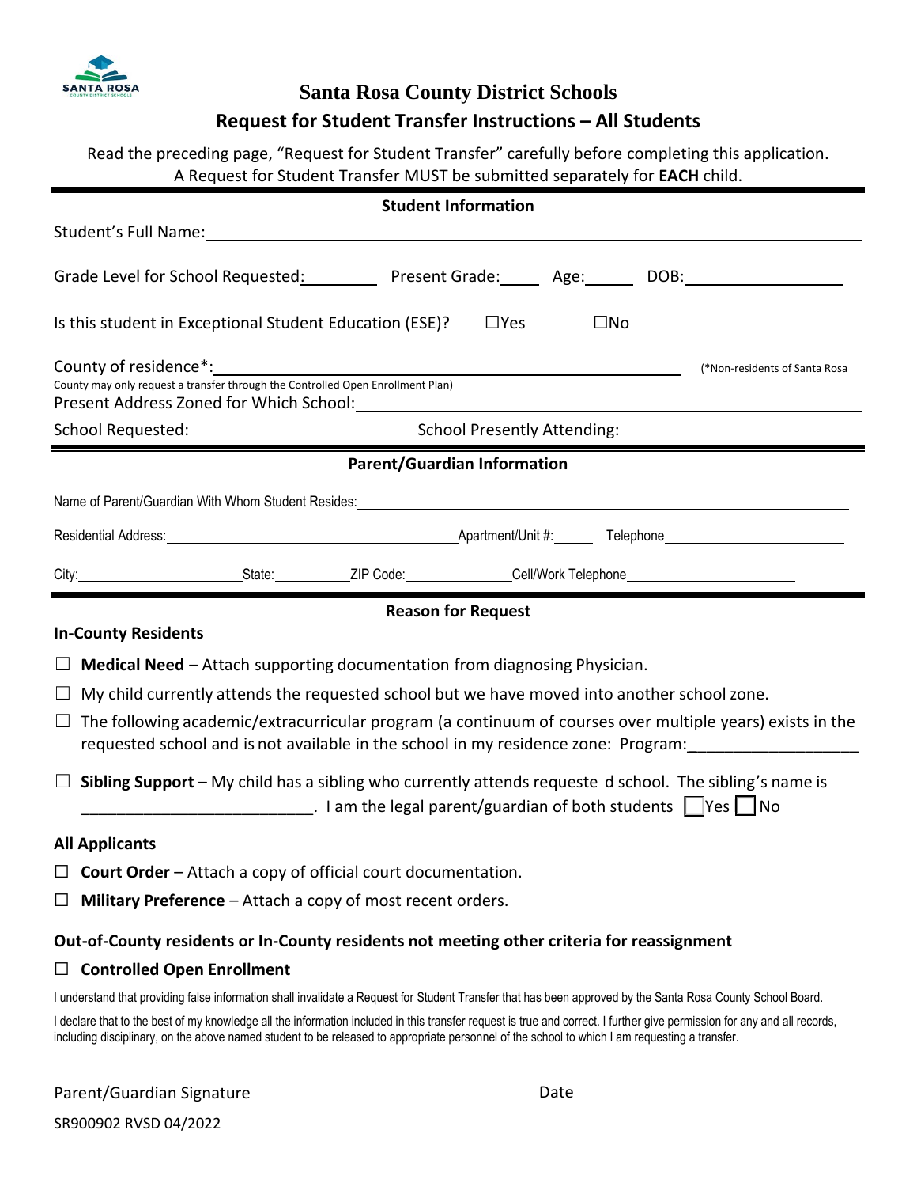# Santa Rosa County District Schools

## Request for Student Transfer Instructions – All Students

Read the preceding page, "Request for Student Transfer" carefully before completing this application.
A Request for Student Transfer MUST be submitted separately for **EACH** child.

### Student Information

Student's Full Name: ______________________________

Grade Level for School Requested: ________ Present Grade: _____ Age: ______ DOB: __________________

Is this student in Exceptional Student Education (ESE)? ☐Yes ☐No

County of residence*: ______________________________ (*Non-residents of Santa Rosa County may only request a transfer through the Controlled Open Enrollment Plan)

Present Address Zoned for Which School: ______________________________

School Requested: ______________________ School Presently Attending: ______________________

### Parent/Guardian Information

Name of Parent/Guardian With Whom Student Resides: ______________________________

Residential Address: ______________________ Apartment/Unit #: ______ Telephone ______________________

City: ______________________ State: __________ ZIP Code: ______________ Cell/Work Telephone ______________________

### Reason for Request

**In-County Residents**

☐ **Medical Need** – Attach supporting documentation from diagnosing Physician.

☐ My child currently attends the requested school but we have moved into another school zone.

☐ The following academic/extracurricular program (a continuum of courses over multiple years) exists in the requested school and is not available in the school in my residence zone: Program:___________________

☐ **Sibling Support** – My child has a sibling who currently attends requeste d school. The sibling's name is __________________________. I am the legal parent/guardian of both students ☐Yes ☐No

**All Applicants**

☐ **Court Order** – Attach a copy of official court documentation.

☐ **Military Preference** – Attach a copy of most recent orders.

**Out-of-County residents or In-County residents not meeting other criteria for reassignment**

☐ **Controlled Open Enrollment**

I understand that providing false information shall invalidate a Request for Student Transfer that has been approved by the Santa Rosa County School Board.

I declare that to the best of my knowledge all the information included in this transfer request is true and correct. I further give permission for any and all records, including disciplinary, on the above named student to be released to appropriate personnel of the school to which I am requesting a transfer.

______________________________ ______________________________
Parent/Guardian Signature Date

SR900902 RVSD 04/2022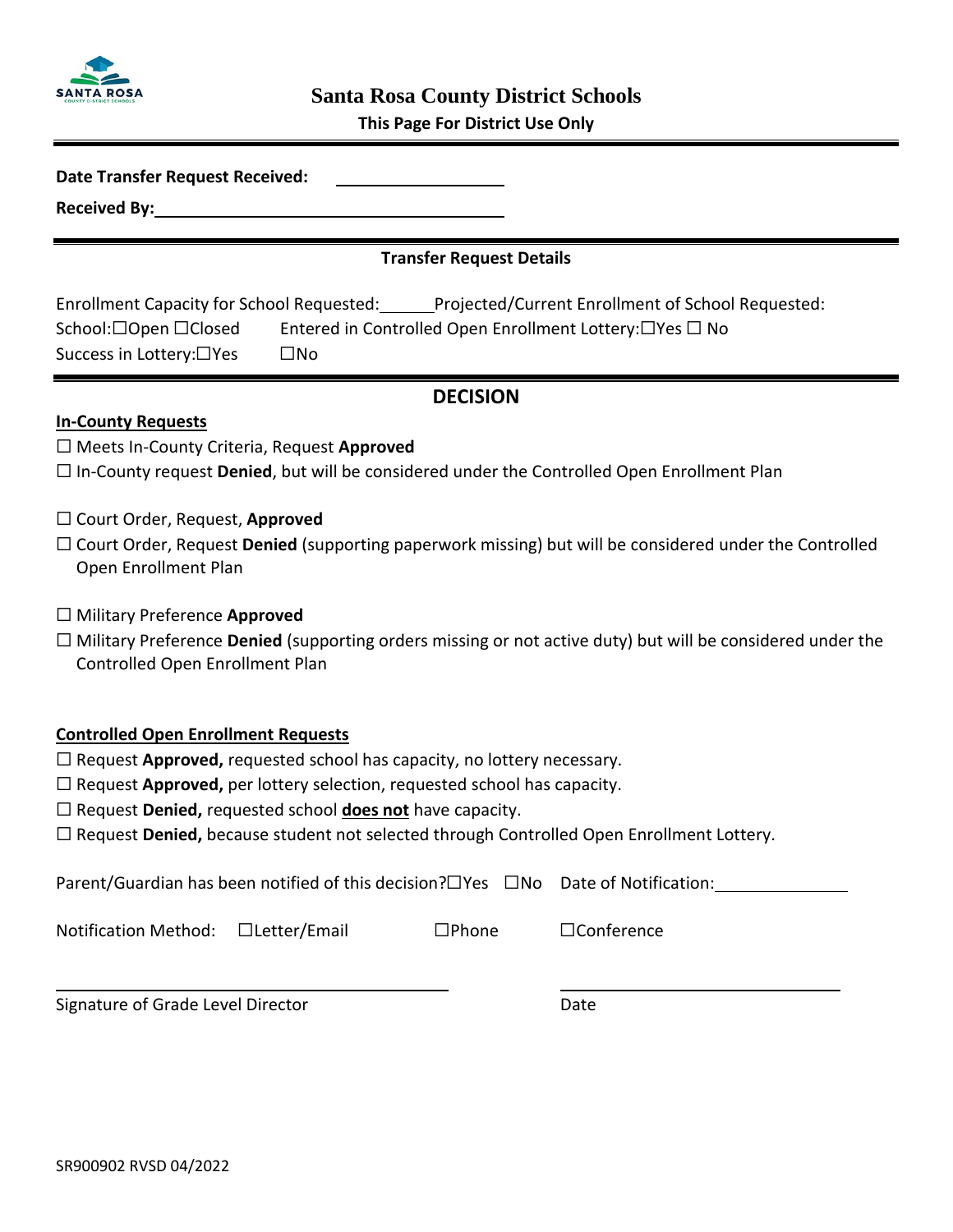# Santa Rosa County District Schools

**This Page For District Use Only**

**Date Transfer Request Received:** ____________________

**Received By:** ________________________________________

**Transfer Request Details**

Enrollment Capacity for School Requested: ______ Projected/Current Enrollment of School Requested:

School: ☐Open ☐Closed Entered in Controlled Open Enrollment Lottery: ☐Yes ☐ No

Success in Lottery: ☐Yes ☐No

## DECISION

**In-County Requests**

☐ Meets In-County Criteria, Request **Approved**

☐ In-County request **Denied**, but will be considered under the Controlled Open Enrollment Plan

☐ Court Order, Request, **Approved**

☐ Court Order, Request **Denied** (supporting paperwork missing) but will be considered under the Controlled Open Enrollment Plan

☐ Military Preference **Approved**

☐ Military Preference **Denied** (supporting orders missing or not active duty) but will be considered under the Controlled Open Enrollment Plan

**Controlled Open Enrollment Requests**

☐ Request **Approved,** requested school has capacity, no lottery necessary.

☐ Request **Approved,** per lottery selection, requested school has capacity.

☐ Request **Denied,** requested school **does not** have capacity.

☐ Request **Denied,** because student not selected through Controlled Open Enrollment Lottery.

Parent/Guardian has been notified of this decision? ☐Yes ☐No Date of Notification: ______________

Notification Method: ☐Letter/Email ☐Phone ☐Conference

________________________________________ ______________________________

Signature of Grade Level Director Date

SR900902 RVSD 04/2022